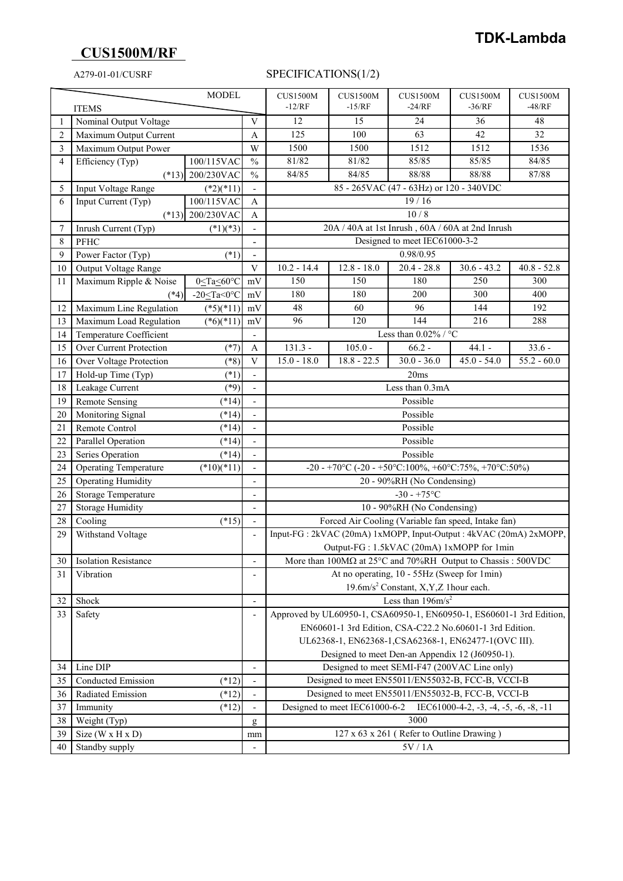**TDK-Lambda**

# CUS1500M/RF

A279-01-01/CUSRF

## SPECIFICATIONS(1/2)

| | ITEMS \ MODEL | | | CUS1500M -12/RF | CUS1500M -15/RF | CUS1500M -24/RF | CUS1500M -36/RF | CUS1500M -48/RF |
|---|---|---|---|---|---|---|---|---|
| 1 | Nominal Output Voltage | | V | 12 | 15 | 24 | 36 | 48 |
| 2 | Maximum Output Current | | A | 125 | 100 | 63 | 42 | 32 |
| 3 | Maximum Output Power | | W | 1500 | 1500 | 1512 | 1512 | 1536 |
| 4 | Efficiency (Typ) | 100/115VAC | % | 81/82 | 81/82 | 85/85 | 85/85 | 84/85 |
| | (*13) | 200/230VAC | % | 84/85 | 84/85 | 88/88 | 88/88 | 87/88 |
| 5 | Input Voltage Range | (*2)(*11) | - | 85 - 265VAC (47 - 63Hz) or 120 - 340VDC | | | | |
| 6 | Input Current (Typ) | 100/115VAC | A | 19 / 16 | | | | |
| | (*13) | 200/230VAC | A | 10 / 8 | | | | |
| 7 | Inrush Current (Typ) | (*1)(*3) | - | 20A / 40A at 1st Inrush , 60A / 60A at 2nd Inrush | | | | |
| 8 | PFHC | | - | Designed to meet IEC61000-3-2 | | | | |
| 9 | Power Factor (Typ) | (*1) | - | 0.98/0.95 | | | | |
| 10 | Output Voltage Range | | V | 10.2 - 14.4 | 12.8 - 18.0 | 20.4 - 28.8 | 30.6 - 43.2 | 40.8 - 52.8 |
| 11 | Maximum Ripple & Noise | 0≤Ta≤60°C | mV | 150 | 150 | 180 | 250 | 300 |
| | (*4) | -20≤Ta<0°C | mV | 180 | 180 | 200 | 300 | 400 |
| 12 | Maximum Line Regulation | (*5)(*11) | mV | 48 | 60 | 96 | 144 | 192 |
| 13 | Maximum Load Regulation | (*6)(*11) | mV | 96 | 120 | 144 | 216 | 288 |
| 14 | Temperature Coefficient | | - | Less than 0.02% / °C | | | | |
| 15 | Over Current Protection | (*7) | A | 131.3 - | 105.0 - | 66.2 - | 44.1 - | 33.6 - |
| 16 | Over Voltage Protection | (*8) | V | 15.0 - 18.0 | 18.8 - 22.5 | 30.0 - 36.0 | 45.0 - 54.0 | 55.2 - 60.0 |
| 17 | Hold-up Time (Typ) | (*1) | - | 20ms | | | | |
| 18 | Leakage Current | (*9) | - | Less than 0.3mA | | | | |
| 19 | Remote Sensing | (*14) | - | Possible | | | | |
| 20 | Monitoring Signal | (*14) | - | Possible | | | | |
| 21 | Remote Control | (*14) | - | Possible | | | | |
| 22 | Parallel Operation | (*14) | - | Possible | | | | |
| 23 | Series Operation | (*14) | - | Possible | | | | |
| 24 | Operating Temperature | (*10)(*11) | - | -20 - +70°C (-20 - +50°C:100%, +60°C:75%, +70°C:50%) | | | | |
| 25 | Operating Humidity | | - | 20 - 90%RH (No Condensing) | | | | |
| 26 | Storage Temperature | | - | -30 - +75°C | | | | |
| 27 | Storage Humidity | | - | 10 - 90%RH (No Condensing) | | | | |
| 28 | Cooling | (*15) | - | Forced Air Cooling (Variable fan speed, Intake fan) | | | | |
| 29 | Withstand Voltage | | - | Input-FG : 2kVAC (20mA) 1xMOPP, Input-Output : 4kVAC (20mA) 2xMOPP, Output-FG : 1.5kVAC (20mA) 1xMOPP for 1min | | | | |
| 30 | Isolation Resistance | | - | More than 100MΩ at 25°C and 70%RH Output to Chassis : 500VDC | | | | |
| 31 | Vibration | | - | At no operating, 10 - 55Hz (Sweep for 1min) 19.6m/s² Constant, X,Y,Z 1hour each. | | | | |
| 32 | Shock | | - | Less than 196m/s² | | | | |
| 33 | Safety | | - | Approved by UL60950-1, CSA60950-1, EN60950-1, ES60601-1 3rd Edition, EN60601-1 3rd Edition, CSA-C22.2 No.60601-1 3rd Edition. UL62368-1, EN62368-1,CSA62368-1, EN62477-1(OVC III). Designed to meet Den-an Appendix 12 (J60950-1). | | | | |
| 34 | Line DIP | | - | Designed to meet SEMI-F47 (200VAC Line only) | | | | |
| 35 | Conducted Emission | (*12) | - | Designed to meet EN55011/EN55032-B, FCC-B, VCCI-B | | | | |
| 36 | Radiated Emission | (*12) | - | Designed to meet EN55011/EN55032-B, FCC-B, VCCI-B | | | | |
| 37 | Immunity | (*12) | - | Designed to meet IEC61000-6-2 IEC61000-4-2, -3, -4, -5, -6, -8, -11 | | | | |
| 38 | Weight (Typ) | | g | 3000 | | | | |
| 39 | Size (W x H x D) | | mm | 127 x 63 x 261 ( Refer to Outline Drawing ) | | | | |
| 40 | Standby supply | | - | 5V / 1A | | | | |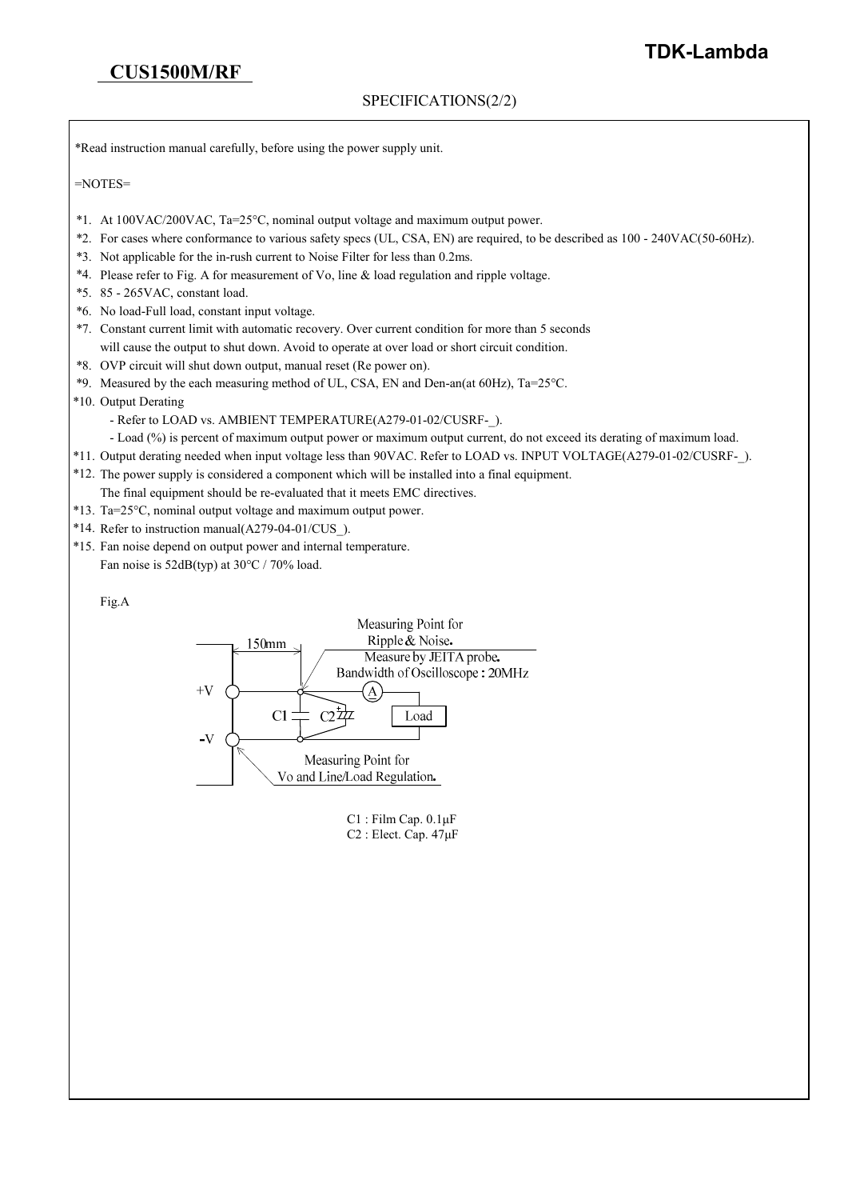**CUS1500M/RF**

SPECIFICATIONS(2/2)

*Read instruction manual carefully, before using the power supply unit.

=NOTES=

*1. At 100VAC/200VAC, Ta=25°C, nominal output voltage and maximum output power.
*2. For cases where conformance to various safety specs (UL, CSA, EN) are required, to be described as 100 - 240VAC(50-60Hz).
*3. Not applicable for the in-rush current to Noise Filter for less than 0.2ms.
*4. Please refer to Fig. A for measurement of Vo, line & load regulation and ripple voltage.
*5. 85 - 265VAC, constant load.
*6. No load-Full load, constant input voltage.
*7. Constant current limit with automatic recovery. Over current condition for more than 5 seconds
will cause the output to shut down. Avoid to operate at over load or short circuit condition.
*8. OVP circuit will shut down output, manual reset (Re power on).
*9. Measured by the each measuring method of UL, CSA, EN and Den-an(at 60Hz), Ta=25°C.
*10. Output Derating
- Refer to LOAD vs. AMBIENT TEMPERATURE(A279-01-02/CUSRF-_).
- Load (%) is percent of maximum output power or maximum output current, do not exceed its derating of maximum load.
*11. Output derating needed when input voltage less than 90VAC. Refer to LOAD vs. INPUT VOLTAGE(A279-01-02/CUSRF-_).
*12. The power supply is considered a component which will be installed into a final equipment.
The final equipment should be re-evaluated that it meets EMC directives.
*13. Ta=25°C, nominal output voltage and maximum output power.
*14. Refer to instruction manual(A279-04-01/CUS_).
*15. Fan noise depend on output power and internal temperature.
Fan noise is 52dB(typ) at 30°C / 70% load.

Fig.A

150mm

Measuring Point for Ripple & Noise.
Measure by JEITA probe.
Bandwidth of Oscilloscope : 20MHz

+V

-V

C1

C2

A

Load

Measuring Point for Vo and Line/Load Regulation.

C1 : Film Cap. 0.1μF
C2 : Elect. Cap. 47μF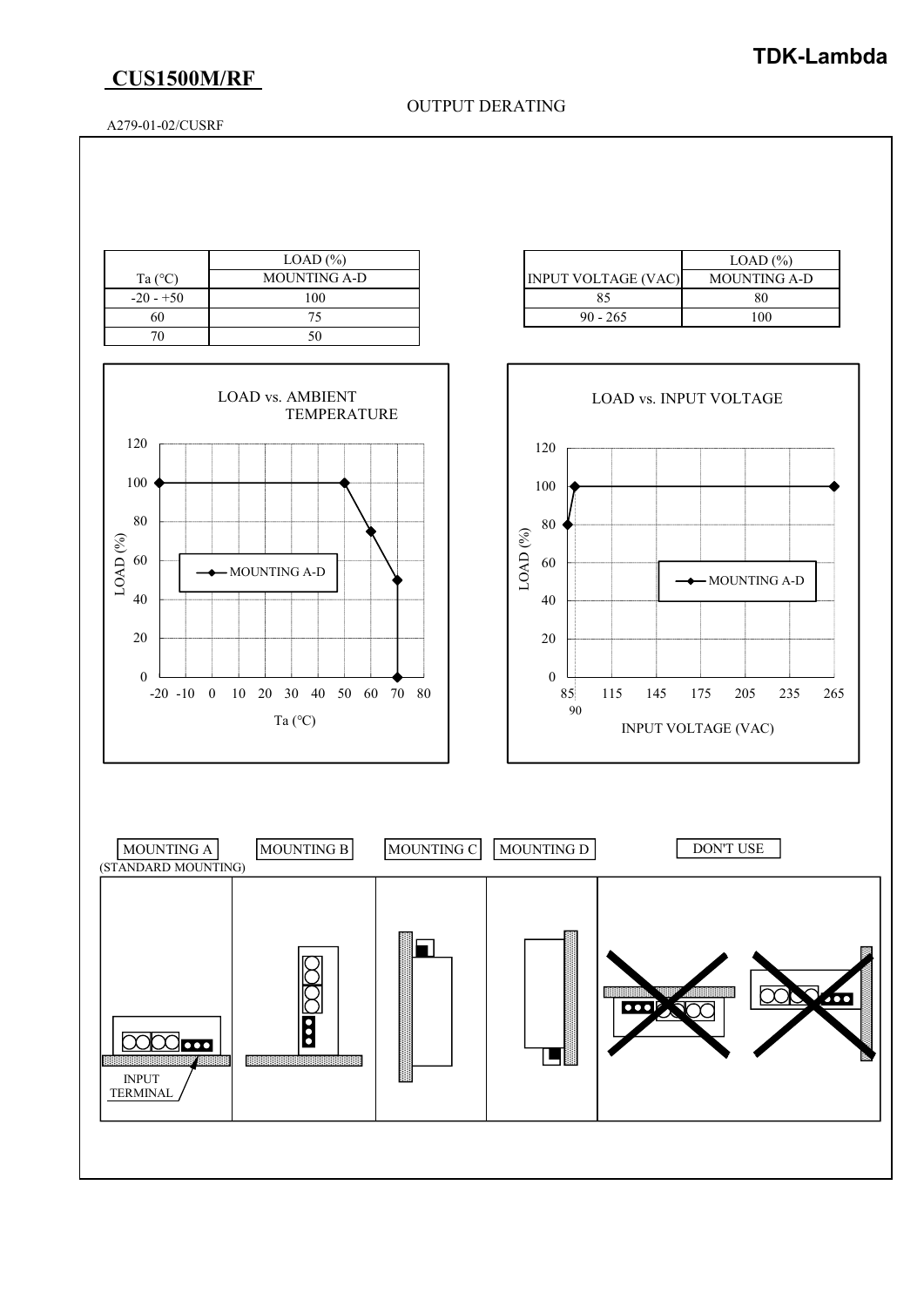# CUS1500M/RF

TDK-Lambda

## OUTPUT DERATING

A279-01-02/CUSRF

| | LOAD (%) |
|---|---|
| Ta (°C) | MOUNTING A-D |
| -20 - +50 | 100 |
| 60 | 75 |
| 70 | 50 |

| | LOAD (%) |
|---|---|
| INPUT VOLTAGE (VAC) | MOUNTING A-D |
| 85 | 80 |
| 90 - 265 | 100 |

LOAD vs. AMBIENT TEMPERATURE

120
100
80
60
40
20
0

LOAD (%)

MOUNTING A-D

-20 -10 0 10 20 30 40 50 60 70 80

Ta (°C)

LOAD vs. INPUT VOLTAGE

120
100
80
60
40
20
0

LOAD (%)

MOUNTING A-D

85 115 145 175 205 235 265
90

INPUT VOLTAGE (VAC)

MOUNTING A (STANDARD MOUNTING)

MOUNTING B

MOUNTING C

MOUNTING D

DON'T USE

INPUT TERMINAL